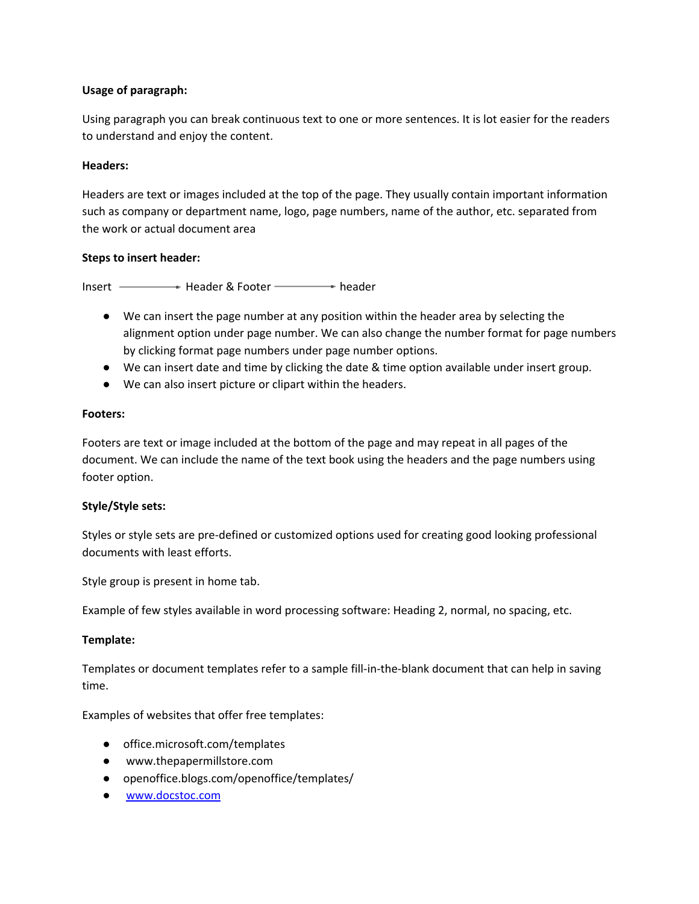**Usage of paragraph:**

Using paragraph you can break continuous text to one or more sentences. It is lot easier for the readers to understand and enjoy the content.

**Headers:**

Headers are text or images included at the top of the page. They usually contain important information such as company or department name, logo, page numbers, name of the author, etc. separated from the work or actual document area

**Steps to insert header:**

Insert → Header & Footer → header

- We can insert the page number at any position within the header area by selecting the alignment option under page number. We can also change the number format for page numbers by clicking format page numbers under page number options.
- We can insert date and time by clicking the date & time option available under insert group.
- We can also insert picture or clipart within the headers.

**Footers:**

Footers are text or image included at the bottom of the page and may repeat in all pages of the document. We can include the name of the text book using the headers and the page numbers using footer option.

**Style/Style sets:**

Styles or style sets are pre-defined or customized options used for creating good looking professional documents with least efforts.

Style group is present in home tab.

Example of few styles available in word processing software: Heading 2, normal, no spacing, etc.

**Template:**

Templates or document templates refer to a sample fill-in-the-blank document that can help in saving time.

Examples of websites that offer free templates:

- office.microsoft.com/templates
- www.thepapermillstore.com
- openoffice.blogs.com/openoffice/templates/
- www.docstoc.com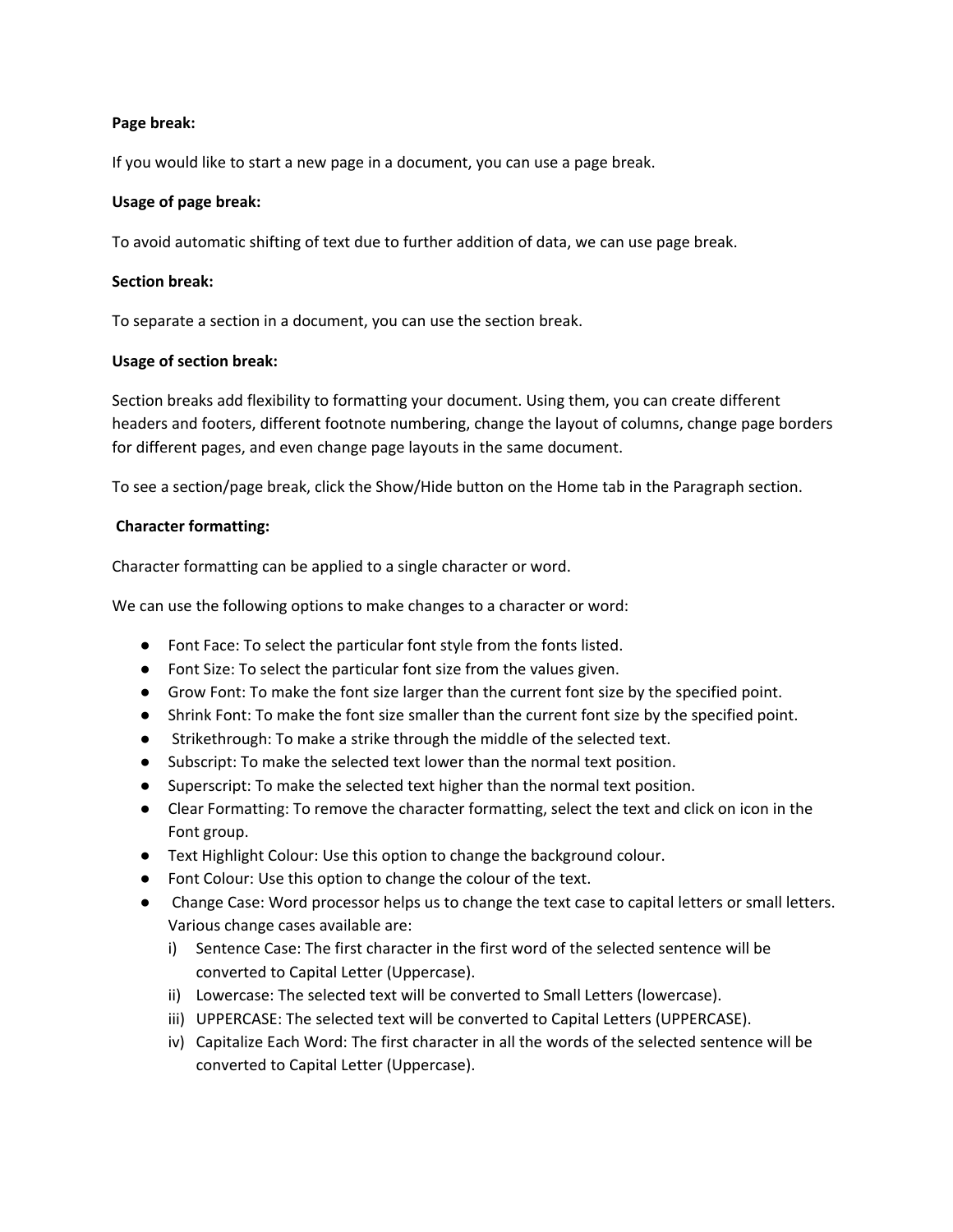**Page break:**

If you would like to start a new page in a document, you can use a page break.

**Usage of page break:**

To avoid automatic shifting of text due to further addition of data, we can use page break.

**Section break:**

To separate a section in a document, you can use the section break.

**Usage of section break:**

Section breaks add flexibility to formatting your document. Using them, you can create different headers and footers, different footnote numbering, change the layout of columns, change page borders for different pages, and even change page layouts in the same document.

To see a section/page break, click the Show/Hide button on the Home tab in the Paragraph section.

**Character formatting:**

Character formatting can be applied to a single character or word.

We can use the following options to make changes to a character or word:

- Font Face: To select the particular font style from the fonts listed.
- Font Size: To select the particular font size from the values given.
- Grow Font: To make the font size larger than the current font size by the specified point.
- Shrink Font: To make the font size smaller than the current font size by the specified point.
- Strikethrough: To make a strike through the middle of the selected text.
- Subscript: To make the selected text lower than the normal text position.
- Superscript: To make the selected text higher than the normal text position.
- Clear Formatting: To remove the character formatting, select the text and click on icon in the Font group.
- Text Highlight Colour: Use this option to change the background colour.
- Font Colour: Use this option to change the colour of the text.
- Change Case: Word processor helps us to change the text case to capital letters or small letters. Various change cases available are:
  - i) Sentence Case: The first character in the first word of the selected sentence will be converted to Capital Letter (Uppercase).
  - ii) Lowercase: The selected text will be converted to Small Letters (lowercase).
  - iii) UPPERCASE: The selected text will be converted to Capital Letters (UPPERCASE).
  - iv) Capitalize Each Word: The first character in all the words of the selected sentence will be converted to Capital Letter (Uppercase).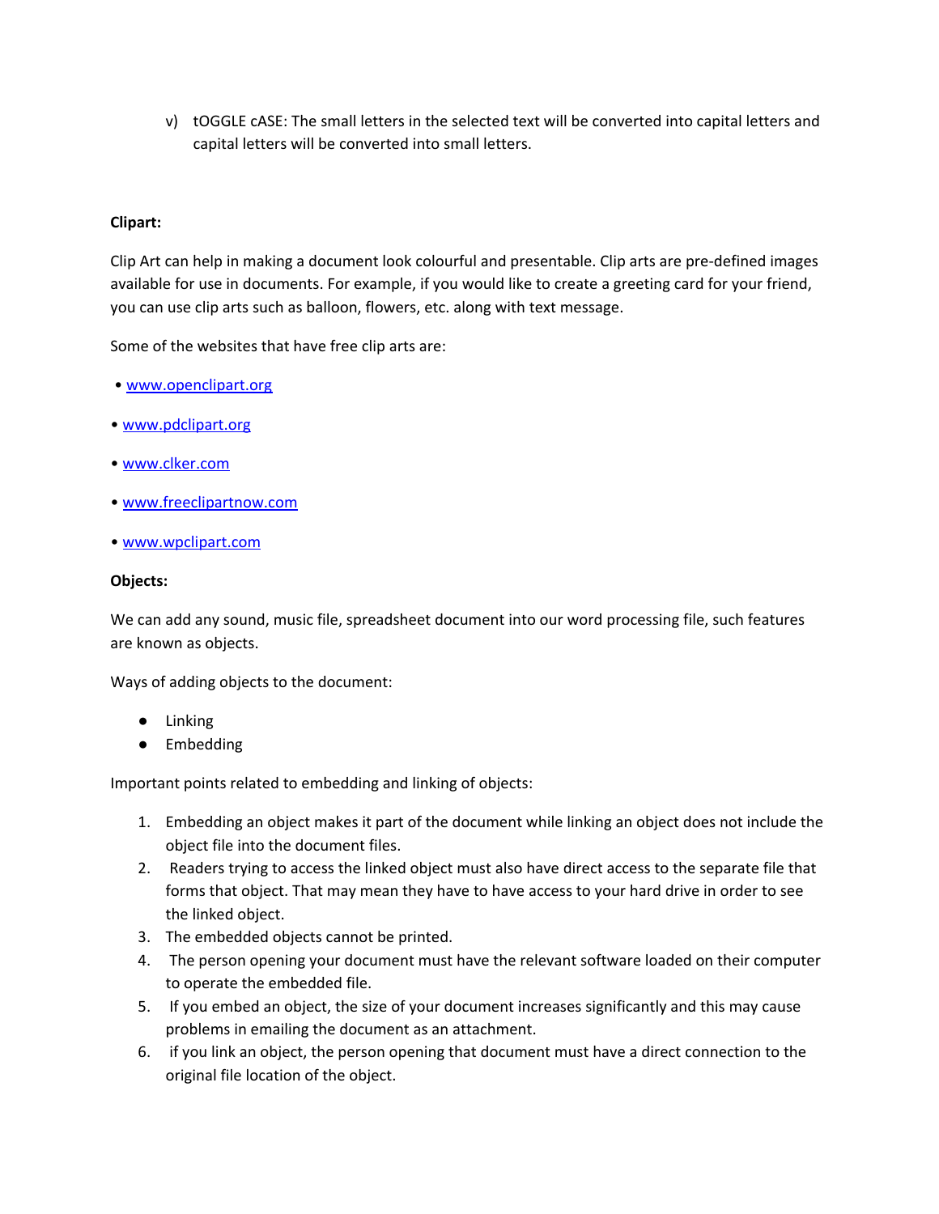v) tOGGLE cASE: The small letters in the selected text will be converted into capital letters and capital letters will be converted into small letters.

**Clipart:**

Clip Art can help in making a document look colourful and presentable. Clip arts are pre-defined images available for use in documents. For example, if you would like to create a greeting card for your friend, you can use clip arts such as balloon, flowers, etc. along with text message.

Some of the websites that have free clip arts are:

- www.openclipart.org
- www.pdclipart.org
- www.clker.com
- www.freeclipartnow.com
- www.wpclipart.com

**Objects:**

We can add any sound, music file, spreadsheet document into our word processing file, such features are known as objects.

Ways of adding objects to the document:

- Linking
- Embedding

Important points related to embedding and linking of objects:

1. Embedding an object makes it part of the document while linking an object does not include the object file into the document files.
2. Readers trying to access the linked object must also have direct access to the separate file that forms that object. That may mean they have to have access to your hard drive in order to see the linked object.
3. The embedded objects cannot be printed.
4. The person opening your document must have the relevant software loaded on their computer to operate the embedded file.
5. If you embed an object, the size of your document increases significantly and this may cause problems in emailing the document as an attachment.
6. if you link an object, the person opening that document must have a direct connection to the original file location of the object.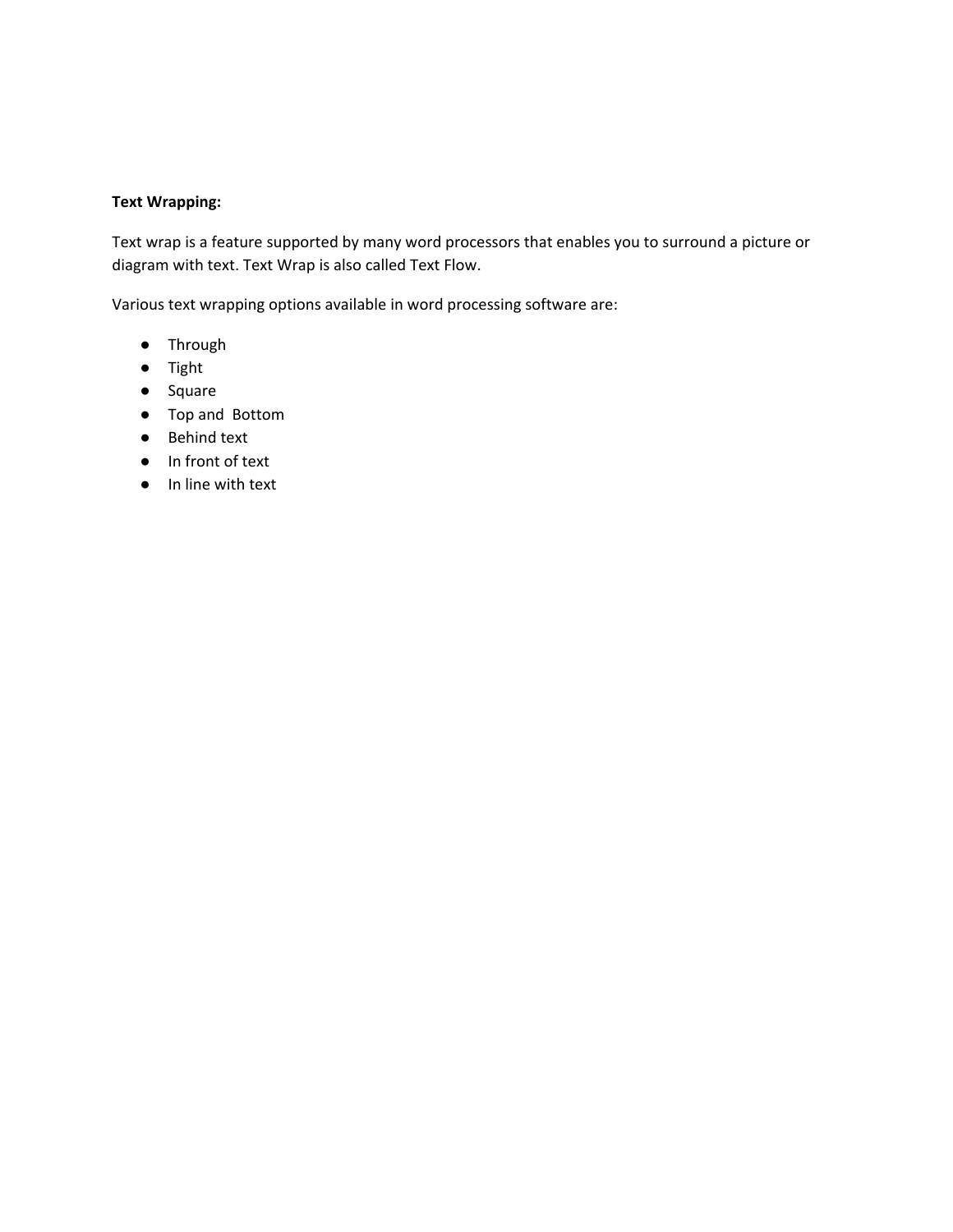**Text Wrapping:**

Text wrap is a feature supported by many word processors that enables you to surround a picture or diagram with text. Text Wrap is also called Text Flow.

Various text wrapping options available in word processing software are:

- Through
- Tight
- Square
- Top and Bottom
- Behind text
- In front of text
- In line with text